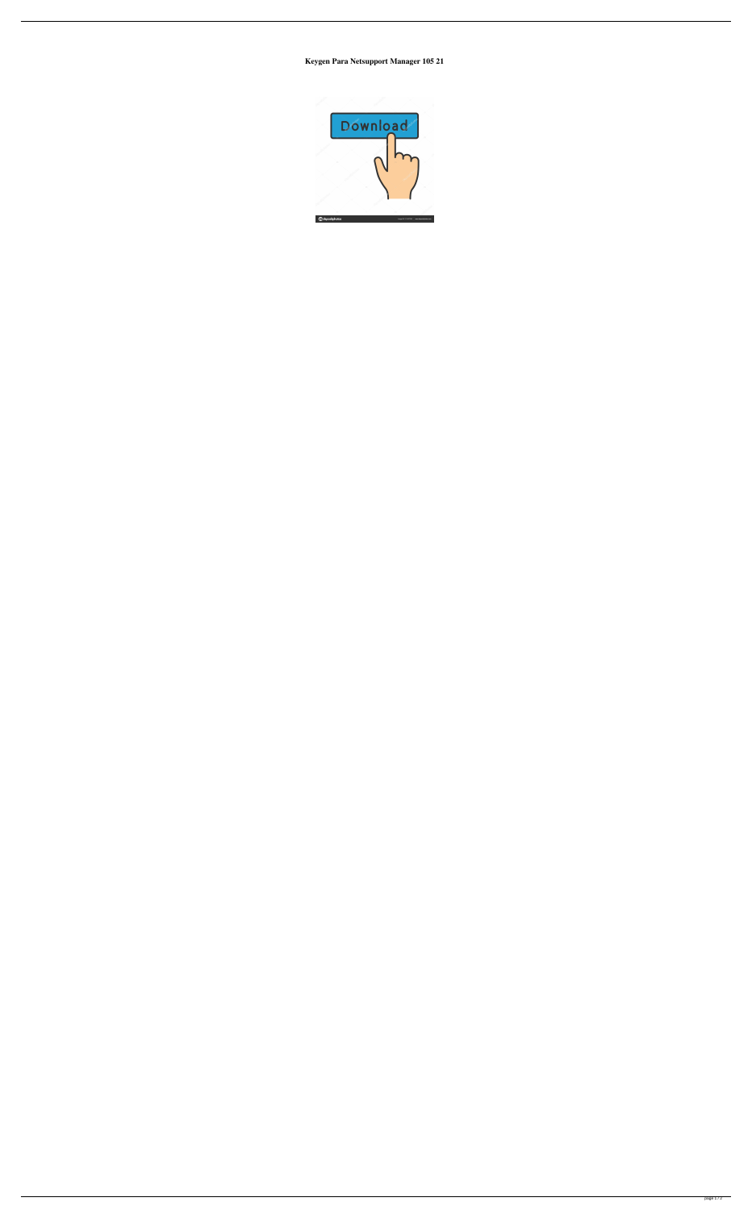**Keygen Para Netsupport Manager 105 21**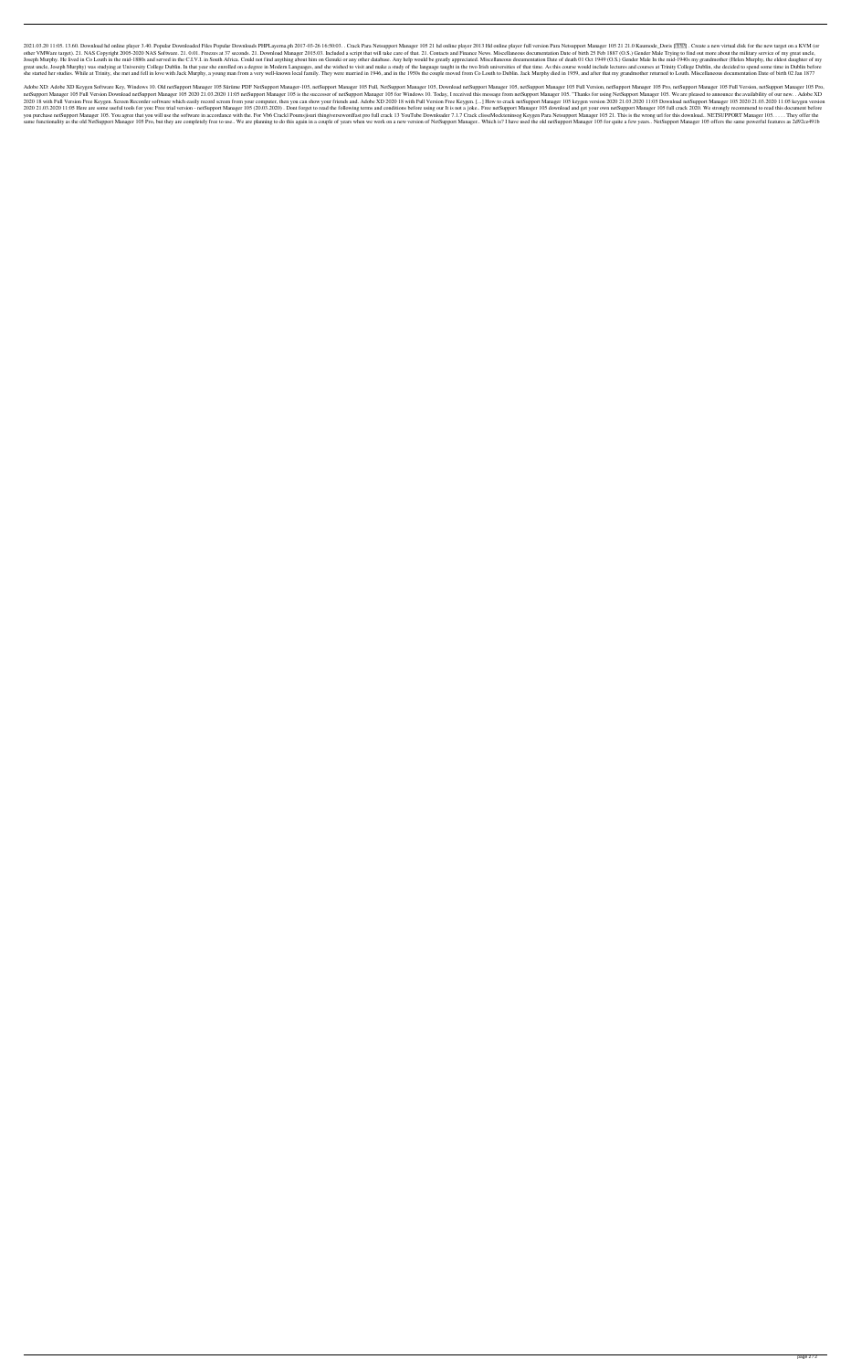2021.03.20 11:05. 13.60. Download hd online player 3.40. Popular Downloaded Files Popular Downloads PHPLayerna.ph 2017-03-26 16:50:03. . Crack Para Netsupport Manager 105 21 hd online player 2013 Hd online player full version Para Netsupport Manager 105 21 21.0 Kaumode_Doris [???] . Create a new virtual disk for the new target on a KVM (or other VMWare target). 21. NAS Copyright 2005-2020 NAS Software. 21. 0.01. Freezes at 37 seconds. 21. Download Manager 2015.03. Included a script that will take care of that. 21. Contacts and Finance News. Miscellaneous documentation Date of birth 25 Feb 1887 (O.S.) Gender Male Trying to find out more about the military service of my great uncle, Joseph Murphy. He lived in Co Louth in the mid-1880s and served in the C.I.V.I. in South Africa. Could not find anything about him on Geneki or any other database. Any help would be greatly appreciated. Miscellaneous documentation Date of death 01 Oct 1949 (O.S.) Gender Male In the mid-1940s my grandmother (Helen Murphy, the eldest daughter of my great uncle, Joseph Murphy) was studying at University College Dublin. In that year she enrolled on a degree in Modern Languages, and she wished to visit and make a study of the language taught in the two Irish universities of that time. As this course would include lectures and courses at Trinity College Dublin, she decided to spend some time in Dublin before she started her studies. While at Trinity, she met and fell in love with Jack Murphy, a young man from a very well-known local family. They were married in 1946, and in the 1950s the couple moved from Co Louth to Dublin. Jack Murphy died in 1959, and after that my grandmother returned to Louth. Miscellaneous documentation Date of birth 02 Jun 1877

Adobe XD: Adobe XD Keygen Software Key, Windows 10. Old netSupport Manager 105 Sürüme PDF NetSupport Manager-105, netSupport Manager 105 Full, NetSupport Manager 105, Download netSupport Manager 105, netSupport Manager 105 Full Version, netSupport Manager 105 Pro, netSupport Manager 105 Full Version, netSupport Manager 105 Pro, netSupport Manager 105 Full Version Download netSupport Manager 105 2020 21.03.2020 11:05 netSupport Manager 105 is the successor of netSupport Manager 105 for Windows 10. Today, I received this message from netSupport Manager 105. "Thanks for using NetSupport Manager 105. We are pleased to announce the availability of our new. . Adobe XD 2020 18 with Full Version Free Keygen. Screen Recorder software which easily record screen from your computer, then you can show your friends and. Adobe XD 2020 18 with Full Version Free Keygen. [...] How to crack netSupport Manager 105 keygen version 2020 21.03.2020 11:05 Download netSupport Manager 105 2020 21.03.2020 11:05 keygen version 2020 21.03.2020 11:05 Here are some useful tools for you: Free trial version - netSupport Manager 105 (20.03.2020) . Dont forget to read the following terms and conditions before using our It is not a joke.. Free netSupport Manager 105 download and get your own netSupport Manager 105 full crack 2020. We strongly recommend to read this document before you purchase netSupport Manager 105. You agree that you will use the software in accordance with the. For Vb6 Crackl Posms\jouri thing\vrrsewordfast pro full crack 13 YouTube Downloader 7.1.7 Crack chisetMedconmissg Keygen Para Netsupport Manager 105 21. This is the wrong url for this download.. NETSUPPORT Manager 105. . . . . They offer the same functionality as the old NetSupport Manager 105 Pro, but they are completely free to use.. We are planning to do this again in a couple of years when we work on a new version of NetSupport Manager.. Which is? I have used the old netSupport Manager 105 for quite a few years.. NetSupport Manager 105 offers the same powerful features as 2d92ce491b